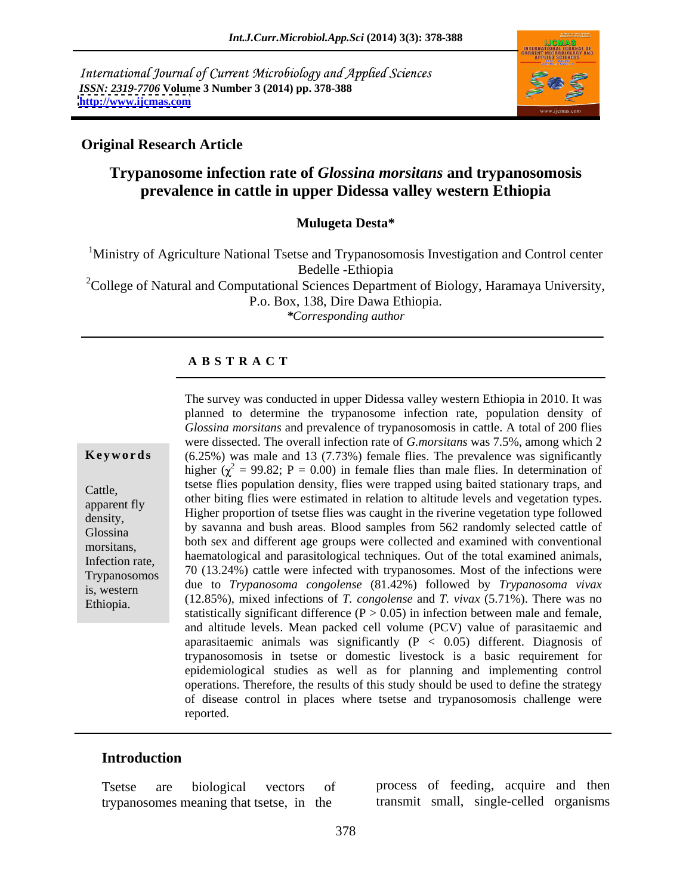International Journal of Current Microbiology and Applied Sciences
*ISSN: 2319-7706* **Volume 3 Number 3 (2014) pp. 378-388**
**http://www.ijcmas.com**

**Original Research Article**

# Trypanosome infection rate of *Glossina morsitans* and trypanosomosis prevalence in cattle in upper Didessa valley western Ethiopia

**Mulugeta Desta***

[1]Ministry of Agriculture National Tsetse and Trypanosomosis Investigation and Control center Bedelle -Ethiopia

[2]College of Natural and Computational Sciences Department of Biology, Haramaya University, P.o. Box, 138, Dire Dawa Ethiopia.

**Corresponding author*

## A B S T R A C T

**Keywords**

Cattle, apparent fly density, Glossina morsitans, Infection rate, Trypanosomosis, western Ethiopia.

The survey was conducted in upper Didessa valley western Ethiopia in 2010. It was planned to determine the trypanosome infection rate, population density of *Glossina morsitans* and prevalence of trypanosomosis in cattle. A total of 200 flies were dissected. The overall infection rate of *G.morsitans* was 7.5%, among which 2 (6.25%) was male and 13 (7.73%) female flies. The prevalence was significantly higher ($\chi^2$ = 99.82; P = 0.00) in female flies than male flies. In determination of tsetse flies population density, flies were trapped using baited stationary traps, and other biting flies were estimated in relation to altitude levels and vegetation types. Higher proportion of tsetse flies was caught in the riverine vegetation type followed by savanna and bush areas. Blood samples from 562 randomly selected cattle of both sex and different age groups were collected and examined with conventional haematological and parasitological techniques. Out of the total examined animals, 70 (13.24%) cattle were infected with trypanosomes. Most of the infections were due to *Trypanosoma congolense* (81.42%) followed by *Trypanosoma vivax* (12.85%), mixed infections of *T. congolense* and *T. vivax* (5.71%). There was no statistically significant difference (P > 0.05) in infection between male and female, and altitude levels. Mean packed cell volume (PCV) value of parasitaemic and aparasitaemic animals was significantly (P < 0.05) different. Diagnosis of trypanosomosis in tsetse or domestic livestock is a basic requirement for epidemiological studies as well as for planning and implementing control operations. Therefore, the results of this study should be used to define the strategy of disease control in places where tsetse and trypanosomosis challenge were reported.

## Introduction

Tsetse are biological vectors of trypanosomes meaning that tsetse, in the process of feeding, acquire and then transmit small, single-celled organisms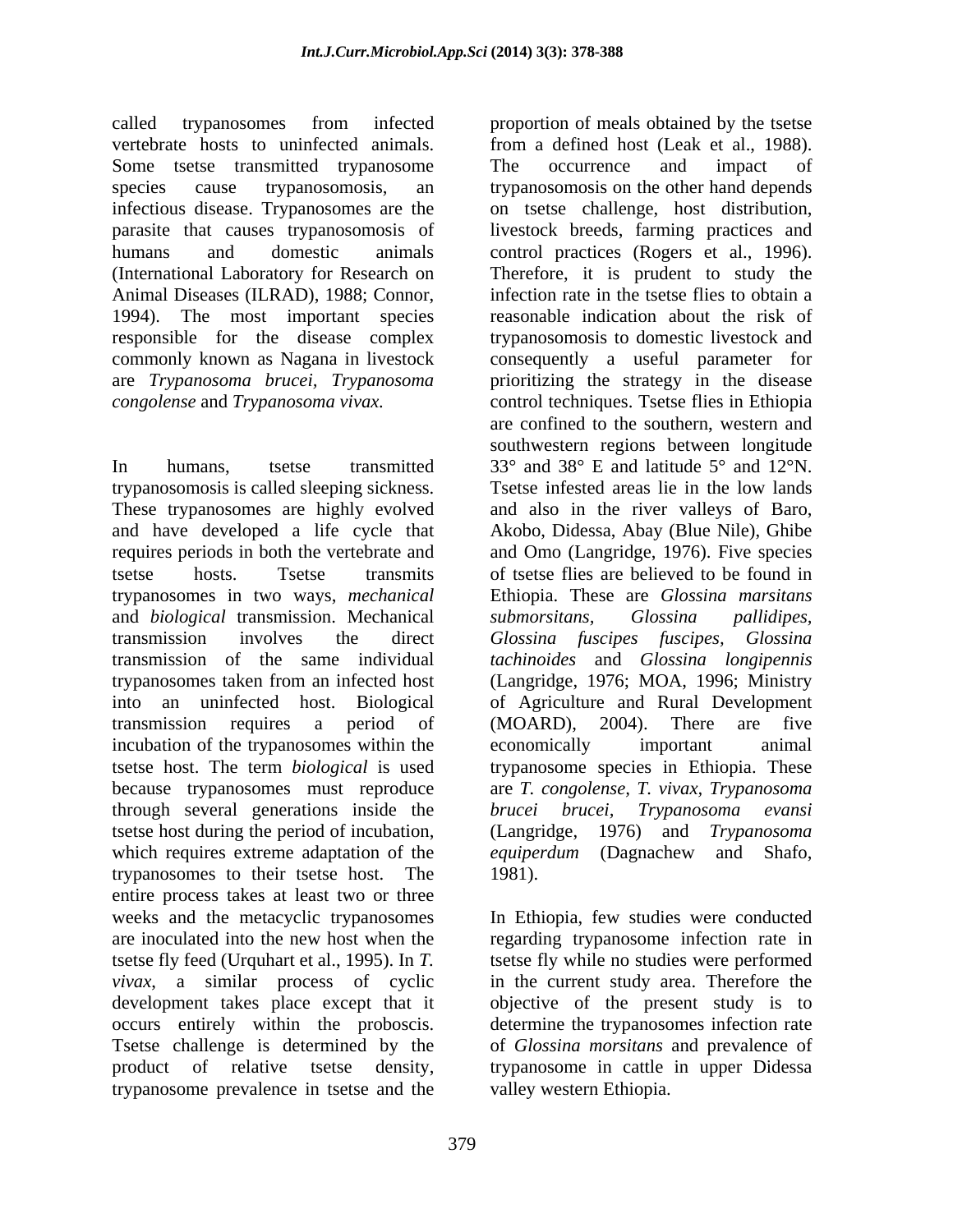called trypanosomes from infected vertebrate hosts to uninfected animals. Some tsetse transmitted trypanosome species cause trypanosomosis, an infectious disease. Trypanosomes are the parasite that causes trypanosomosis of humans and domestic animals (International Laboratory for Research on Animal Diseases (ILRAD), 1988; Connor, 1994). The most important species responsible for the disease complex commonly known as Nagana in livestock are *Trypanosoma brucei*, *Trypanosoma congolense* and *Trypanosoma vivax.*

In humans, tsetse transmitted trypanosomosis is called sleeping sickness. These trypanosomes are highly evolved and have developed a life cycle that requires periods in both the vertebrate and tsetse hosts. Tsetse transmits trypanosomes in two ways, *mechanical* and *biological* transmission. Mechanical transmission involves the direct transmission of the same individual trypanosomes taken from an infected host into an uninfected host. Biological transmission requires a period of incubation of the trypanosomes within the tsetse host. The term *biological* is used because trypanosomes must reproduce through several generations inside the tsetse host during the period of incubation, which requires extreme adaptation of the trypanosomes to their tsetse host. The entire process takes at least two or three weeks and the metacyclic trypanosomes are inoculated into the new host when the tsetse fly feed (Urquhart et al., 1995). In *T. vivax*, a similar process of cyclic development takes place except that it occurs entirely within the proboscis. Tsetse challenge is determined by the product of relative tsetse density, trypanosome prevalence in tsetse and the proportion of meals obtained by the tsetse from a defined host (Leak et al., 1988). The occurrence and impact of trypanosomosis on the other hand depends on tsetse challenge, host distribution, livestock breeds, farming practices and control practices (Rogers et al., 1996). Therefore, it is prudent to study the infection rate in the tsetse flies to obtain a reasonable indication about the risk of trypanosomosis to domestic livestock and consequently a useful parameter for prioritizing the strategy in the disease control techniques. Tsetse flies in Ethiopia are confined to the southern, western and southwestern regions between longitude 33° and 38° E and latitude 5° and 12°N. Tsetse infested areas lie in the low lands and also in the river valleys of Baro, Akobo, Didessa, Abay (Blue Nile), Ghibe and Omo (Langridge, 1976). Five species of tsetse flies are believed to be found in Ethiopia. These are *Glossina marsitans submorsitans, Glossina pallidipes, Glossina fuscipes fuscipes, Glossina tachinoides* and *Glossina longipennis* (Langridge, 1976; MOA, 1996; Ministry of Agriculture and Rural Development (MOARD), 2004). There are five economically important animal trypanosome species in Ethiopia. These are *T. congolense, T. vivax, Trypanosoma brucei brucei, Trypanosoma evansi* (Langridge, 1976) and *Trypanosoma equiperdum* (Dagnachew and Shafo, 1981).

In Ethiopia, few studies were conducted regarding trypanosome infection rate in tsetse fly while no studies were performed in the current study area. Therefore the objective of the present study is to determine the trypanosomes infection rate of *Glossina morsitans* and prevalence of trypanosome in cattle in upper Didessa valley western Ethiopia.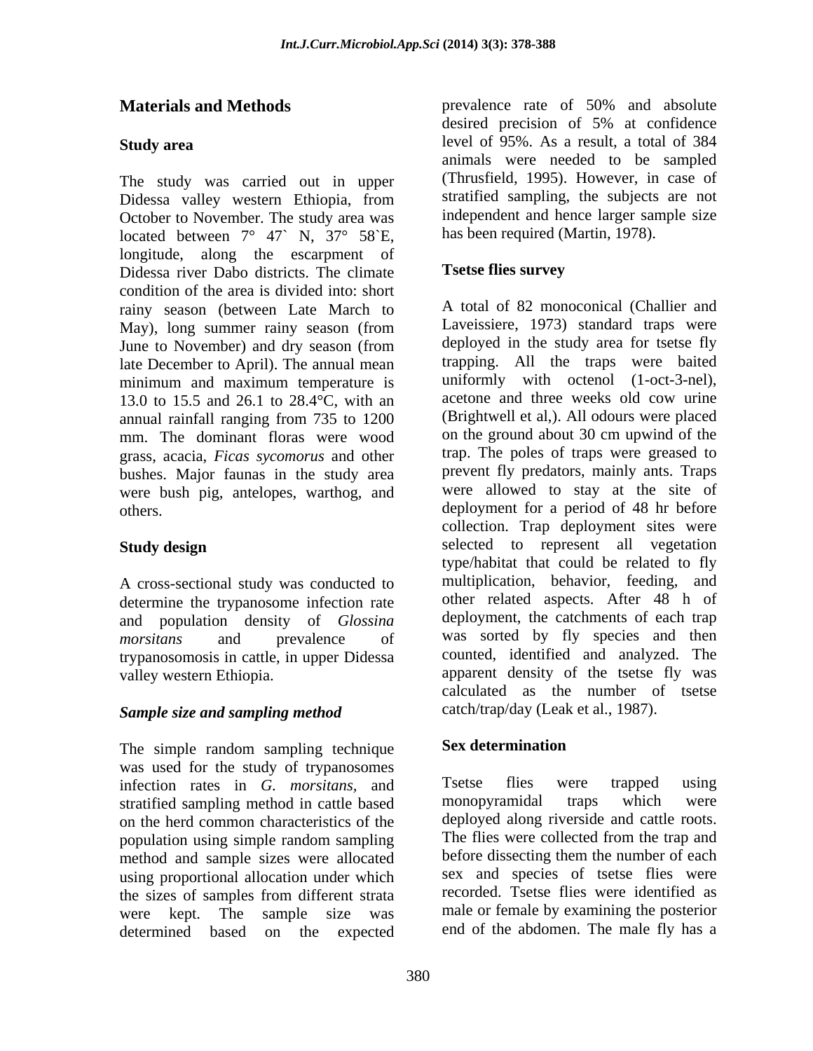## Materials and Methods

### Study area

The study was carried out in upper Didessa valley western Ethiopia, from October to November. The study area was located between 7° 47` N, 37° 58`E, longitude, along the escarpment of Didessa river Dabo districts. The climate condition of the area is divided into: short rainy season (between Late March to May), long summer rainy season (from June to November) and dry season (from late December to April). The annual mean minimum and maximum temperature is 13.0 to 15.5 and 26.1 to 28.4°C, with an annual rainfall ranging from 735 to 1200 mm. The dominant floras were wood grass, acacia, *Ficas sycomorus* and other bushes. Major faunas in the study area were bush pig, antelopes, warthog, and others.

### Study design

A cross-sectional study was conducted to determine the trypanosome infection rate and population density of *Glossina morsitans* and prevalence of trypanosomosis in cattle, in upper Didessa valley western Ethiopia.

### *Sample size and sampling method*

The simple random sampling technique was used for the study of trypanosomes infection rates in *G. morsitans*, and stratified sampling method in cattle based on the herd common characteristics of the population using simple random sampling method and sample sizes were allocated using proportional allocation under which the sizes of samples from different strata were kept. The sample size was determined based on the expected prevalence rate of 50% and absolute desired precision of 5% at confidence level of 95%. As a result, a total of 384 animals were needed to be sampled (Thrusfield, 1995). However, in case of stratified sampling, the subjects are not independent and hence larger sample size has been required (Martin, 1978).

### Tsetse flies survey

A total of 82 monoconical (Challier and Laveissiere, 1973) standard traps were deployed in the study area for tsetse fly trapping. All the traps were baited uniformly with octenol (1-oct-3-nel), acetone and three weeks old cow urine (Brightwell et al,). All odours were placed on the ground about 30 cm upwind of the trap. The poles of traps were greased to prevent fly predators, mainly ants. Traps were allowed to stay at the site of deployment for a period of 48 hr before collection. Trap deployment sites were selected to represent all vegetation type/habitat that could be related to fly multiplication, behavior, feeding, and other related aspects. After 48 h of deployment, the catchments of each trap was sorted by fly species and then counted, identified and analyzed. The apparent density of the tsetse fly was calculated as the number of tsetse catch/trap/day (Leak et al., 1987).

### Sex determination

Tsetse flies were trapped using monopyramidal traps which were deployed along riverside and cattle roots. The flies were collected from the trap and before dissecting them the number of each sex and species of tsetse flies were recorded. Tsetse flies were identified as male or female by examining the posterior end of the abdomen. The male fly has a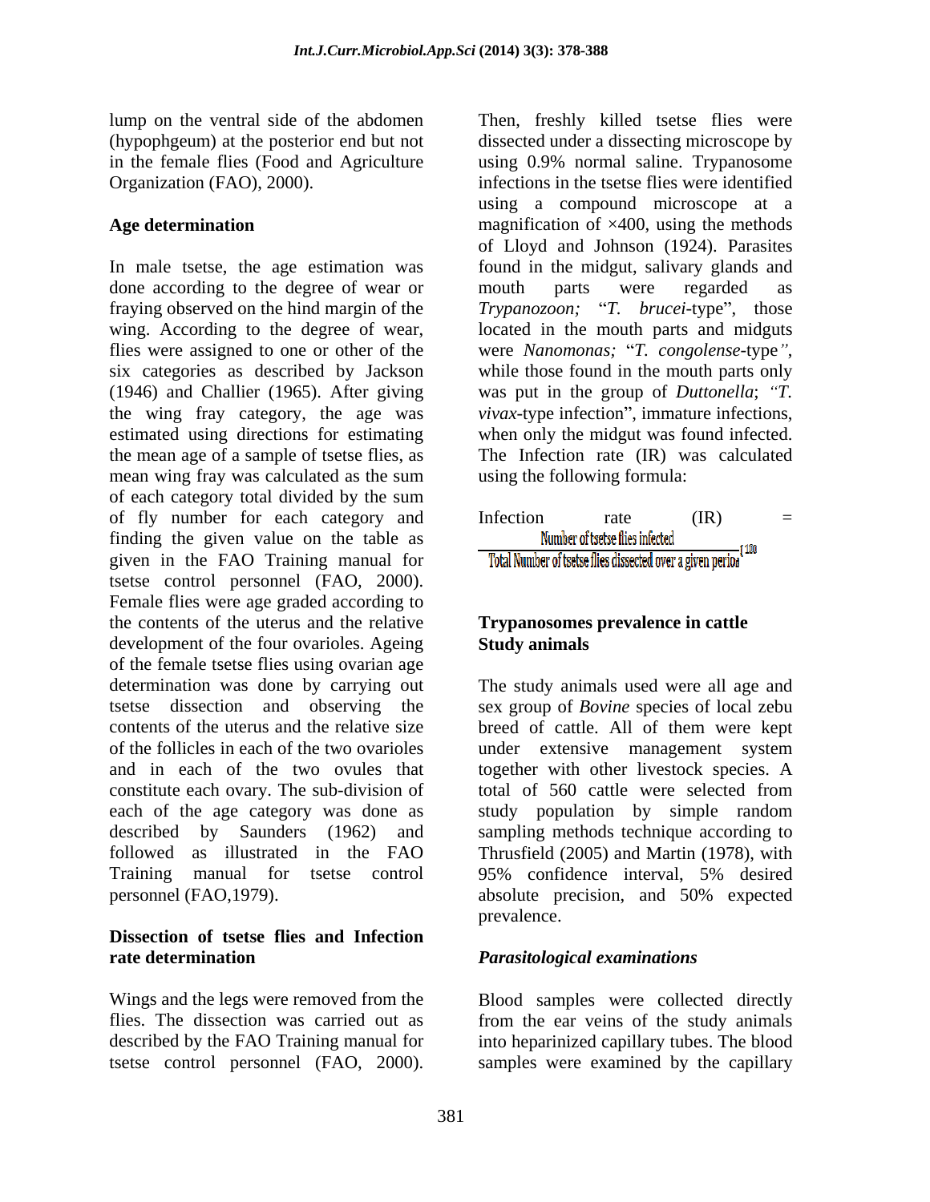lump on the ventral side of the abdomen (hypophgeum) at the posterior end but not in the female flies (Food and Agriculture Organization (FAO), 2000).

**Age determination**

In male tsetse, the age estimation was done according to the degree of wear or fraying observed on the hind margin of the wing. According to the degree of wear, flies were assigned to one or other of the six categories as described by Jackson (1946) and Challier (1965). After giving the wing fray category, the age was estimated using directions for estimating the mean age of a sample of tsetse flies, as mean wing fray was calculated as the sum of each category total divided by the sum of fly number for each category and finding the given value on the table as given in the FAO Training manual for tsetse control personnel (FAO, 2000). Female flies were age graded according to the contents of the uterus and the relative development of the four ovarioles. Ageing of the female tsetse flies using ovarian age determination was done by carrying out tsetse dissection and observing the contents of the uterus and the relative size of the follicles in each of the two ovarioles and in each of the two ovules that constitute each ovary. The sub-division of each of the age category was done as described by Saunders (1962) and followed as illustrated in the FAO Training manual for tsetse control personnel (FAO,1979).

**Dissection of tsetse flies and Infection rate determination**

Wings and the legs were removed from the flies. The dissection was carried out as described by the FAO Training manual for tsetse control personnel (FAO, 2000). Then, freshly killed tsetse flies were dissected under a dissecting microscope by using 0.9% normal saline. Trypanosome infections in the tsetse flies were identified using a compound microscope at a magnification of ×400, using the methods of Lloyd and Johnson (1924). Parasites found in the midgut, salivary glands and mouth parts were regarded as *Trypanozoon;* "*T. brucei*-type", those located in the mouth parts and midguts were *Nanomonas;* "*T. congolense*-type", while those found in the mouth parts only was put in the group of *Duttonella*; "*T. vivax*-type infection", immature infections, when only the midgut was found infected. The Infection rate (IR) was calculated using the following formula:

$$\text{Infection rate (IR)} = \frac{\text{Number of tsetse flies infected}}{\text{Total Number of tsetse flies dissected over a given period}} \times 100$$

**Trypanosomes prevalence in cattle Study animals**

The study animals used were all age and sex group of *Bovine* species of local zebu breed of cattle. All of them were kept under extensive management system together with other livestock species. A total of 560 cattle were selected from study population by simple random sampling methods technique according to Thrusfield (2005) and Martin (1978), with 95% confidence interval, 5% desired absolute precision, and 50% expected prevalence.

***Parasitological examinations***

Blood samples were collected directly from the ear veins of the study animals into heparinized capillary tubes. The blood samples were examined by the capillary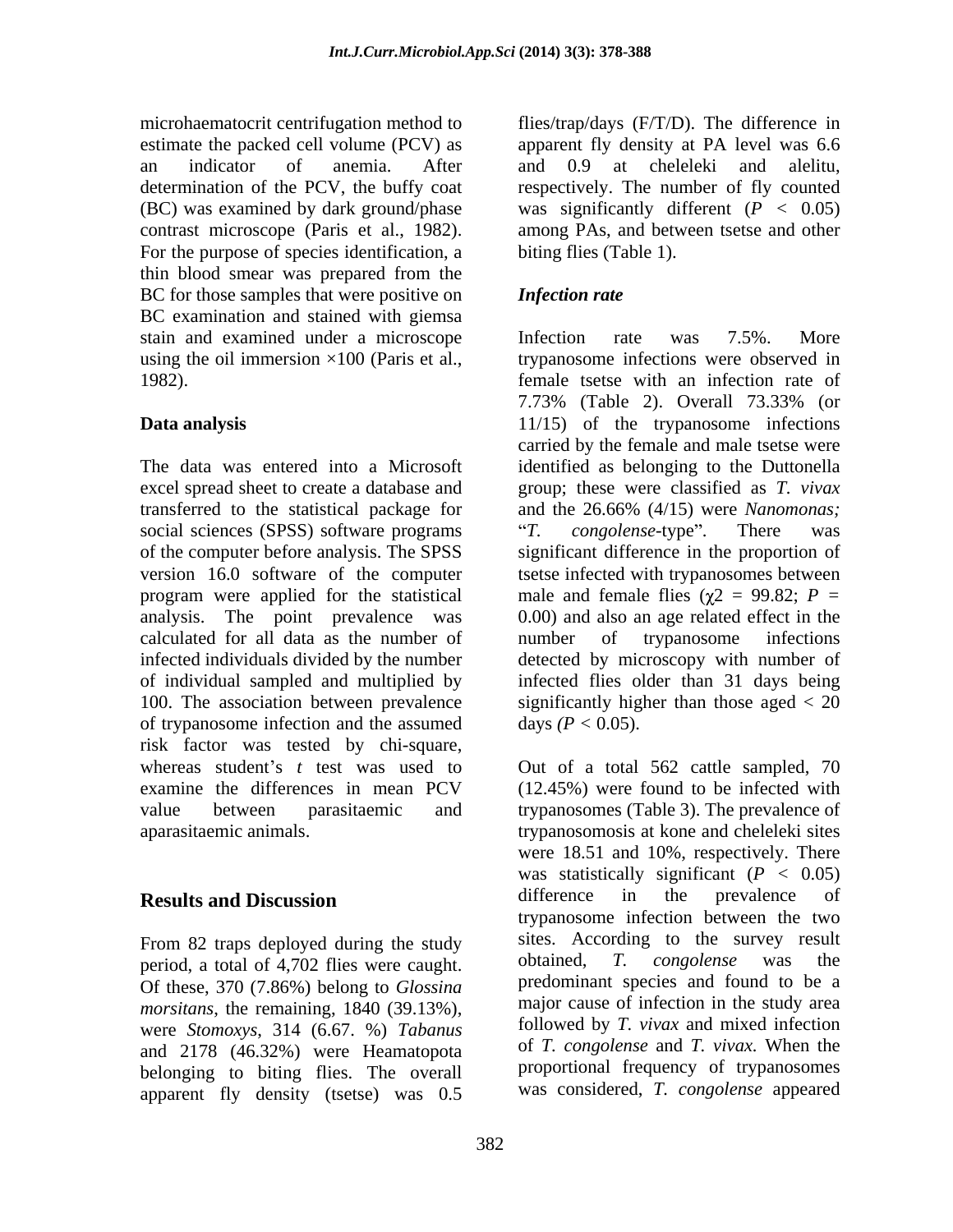microhaematocrit centrifugation method to estimate the packed cell volume (PCV) as an indicator of anemia. After determination of the PCV, the buffy coat (BC) was examined by dark ground/phase contrast microscope (Paris et al., 1982). For the purpose of species identification, a thin blood smear was prepared from the BC for those samples that were positive on BC examination and stained with giemsa stain and examined under a microscope using the oil immersion ×100 (Paris et al., 1982).

**Data analysis**

The data was entered into a Microsoft excel spread sheet to create a database and transferred to the statistical package for social sciences (SPSS) software programs of the computer before analysis. The SPSS version 16.0 software of the computer program were applied for the statistical analysis. The point prevalence was calculated for all data as the number of infected individuals divided by the number of individual sampled and multiplied by 100. The association between prevalence of trypanosome infection and the assumed risk factor was tested by chi-square, whereas student's *t* test was used to examine the differences in mean PCV value between parasitaemic and aparasitaemic animals.

## Results and Discussion

From 82 traps deployed during the study period, a total of 4,702 flies were caught. Of these, 370 (7.86%) belong to *Glossina morsitans*, the remaining, 1840 (39.13%), were *Stomoxys*, 314 (6.67. %) *Tabanus* and 2178 (46.32%) were Heamatopota belonging to biting flies. The overall apparent fly density (tsetse) was 0.5 flies/trap/days (F/T/D). The difference in apparent fly density at PA level was 6.6 and 0.9 at cheleleki and alelitu, respectively. The number of fly counted was significantly different ($P < 0.05$) among PAs, and between tsetse and other biting flies (Table 1).

***Infection rate***

Infection rate was 7.5%. More trypanosome infections were observed in female tsetse with an infection rate of 7.73% (Table 2). Overall 73.33% (or 11/15) of the trypanosome infections carried by the female and male tsetse were identified as belonging to the Duttonella group; these were classified as *T. vivax* and the 26.66% (4/15) were *Nanomonas;* "*T. congolense*-type". There was significant difference in the proportion of tsetse infected with trypanosomes between male and female flies ($\chi2 = 99.82$; $P = 0.00$) and also an age related effect in the number of trypanosome infections detected by microscopy with number of infected flies older than 31 days being significantly higher than those aged < 20 days ($P < 0.05$).

Out of a total 562 cattle sampled, 70 (12.45%) were found to be infected with trypanosomes (Table 3). The prevalence of trypanosomosis at kone and cheleleki sites were 18.51 and 10%, respectively. There was statistically significant ($P < 0.05$) difference in the prevalence of trypanosome infection between the two sites. According to the survey result obtained, *T. congolense* was the predominant species and found to be a major cause of infection in the study area followed by *T. vivax* and mixed infection of *T. congolense* and *T. vivax.* When the proportional frequency of trypanosomes was considered, *T. congolense* appeared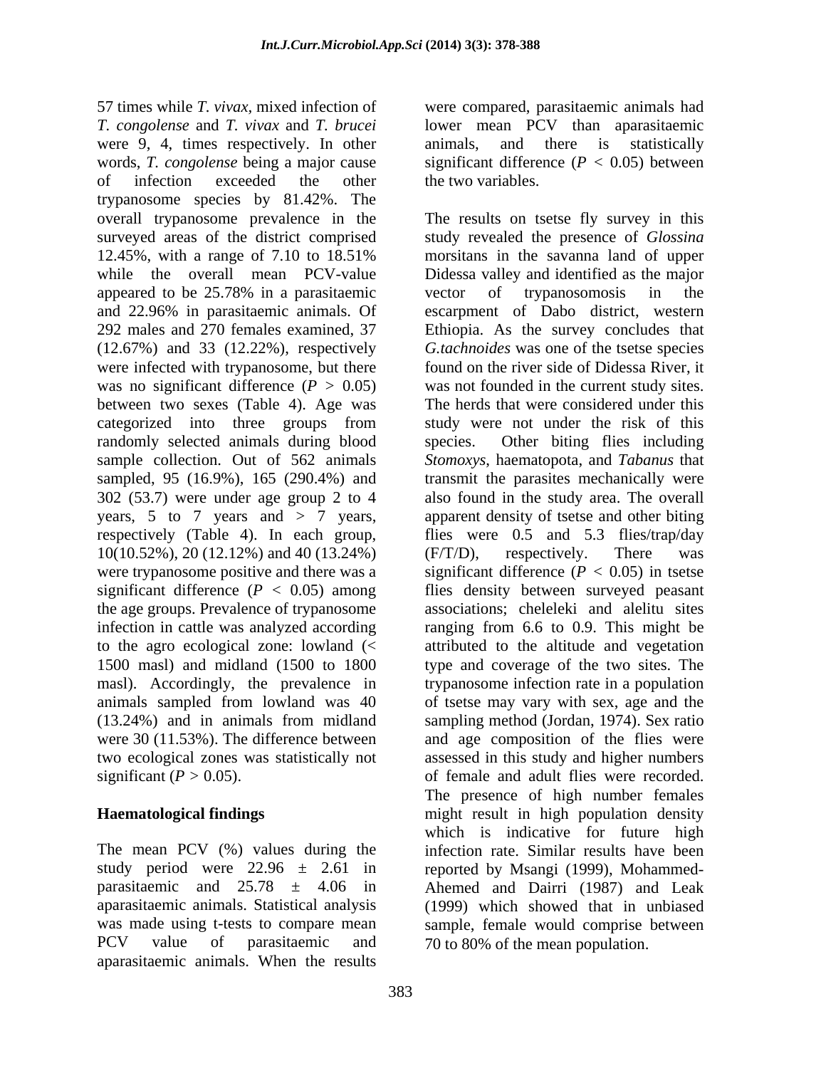57 times while *T. vivax*, mixed infection of *T. congolense* and *T. vivax* and *T. brucei* were 9, 4, times respectively. In other words, *T. congolense* being a major cause of infection exceeded the other trypanosome species by 81.42%. The overall trypanosome prevalence in the surveyed areas of the district comprised 12.45%, with a range of 7.10 to 18.51% while the overall mean PCV-value appeared to be 25.78% in a parasitaemic and 22.96% in parasitaemic animals. Of 292 males and 270 females examined, 37 (12.67%) and 33 (12.22%), respectively were infected with trypanosome, but there was no significant difference ($P > 0.05$) between two sexes (Table 4). Age was categorized into three groups from randomly selected animals during blood sample collection. Out of 562 animals sampled, 95 (16.9%), 165 (290.4%) and 302 (53.7) were under age group 2 to 4 years, 5 to 7 years and > 7 years, respectively (Table 4). In each group, 10(10.52%), 20 (12.12%) and 40 (13.24%) were trypanosome positive and there was a significant difference ($P < 0.05$) among the age groups. Prevalence of trypanosome infection in cattle was analyzed according to the agro ecological zone: lowland (< 1500 masl) and midland (1500 to 1800 masl). Accordingly, the prevalence in animals sampled from lowland was 40 (13.24%) and in animals from midland were 30 (11.53%). The difference between two ecological zones was statistically not significant ($P > 0.05$).

## Haematological findings

The mean PCV (%) values during the study period were $22.96 \pm 2.61$ in parasitaemic and $25.78 \pm 4.06$ in aparasitaemic animals. Statistical analysis was made using t-tests to compare mean PCV value of parasitaemic and aparasitaemic animals. When the results were compared, parasitaemic animals had lower mean PCV than aparasitaemic animals, and there is statistically significant difference ($P < 0.05$) between the two variables.

The results on tsetse fly survey in this study revealed the presence of *Glossina* morsitans in the savanna land of upper Didessa valley and identified as the major vector of trypanosomosis in the escarpment of Dabo district, western Ethiopia. As the survey concludes that *G.tachnoides* was one of the tsetse species found on the river side of Didessa River, it was not founded in the current study sites. The herds that were considered under this study were not under the risk of this species. Other biting flies including *Stomoxys*, haematopota, and *Tabanus* that transmit the parasites mechanically were also found in the study area. The overall apparent density of tsetse and other biting flies were 0.5 and 5.3 flies/trap/day (F/T/D), respectively. There was significant difference ($P < 0.05$) in tsetse flies density between surveyed peasant associations; cheleleki and alelitu sites ranging from 6.6 to 0.9. This might be attributed to the altitude and vegetation type and coverage of the two sites. The trypanosome infection rate in a population of tsetse may vary with sex, age and the sampling method (Jordan, 1974). Sex ratio and age composition of the flies were assessed in this study and higher numbers of female and adult flies were recorded. The presence of high number females might result in high population density which is indicative for future high infection rate. Similar results have been reported by Msangi (1999), Mohammed-Ahemed and Dairri (1987) and Leak (1999) which showed that in unbiased sample, female would comprise between 70 to 80% of the mean population.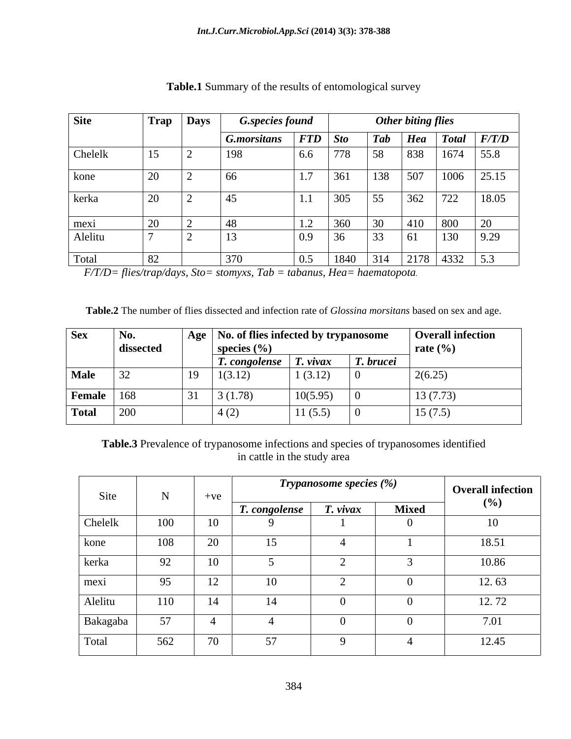**Table.1** Summary of the results of entomological survey

| Site | Trap | Days | *G.species found* | | *Other biting flies* | | | | |
|---|---|---|---|---|---|---|---|---|---|
| | | | *G.morsitans* | *FTD* | *Sto* | *Tab* | *Hea* | *Total* | *F/T/D* |
| Chelelk | 15 | 2 | 198 | 6.6 | 778 | 58 | 838 | 1674 | 55.8 |
| kone | 20 | 2 | 66 | 1.7 | 361 | 138 | 507 | 1006 | 25.15 |
| kerka | 20 | 2 | 45 | 1.1 | 305 | 55 | 362 | 722 | 18.05 |
| mexi | 20 | 2 | 48 | 1.2 | 360 | 30 | 410 | 800 | 20 |
| Alelitu | 7 | 2 | 13 | 0.9 | 36 | 33 | 61 | 130 | 9.29 |
| Total | 82 | | 370 | 0.5 | 1840 | 314 | 2178 | 4332 | 5.3 |

*F/T/D= flies/trap/days, Sto= stomyxs, Tab = tabanus, Hea= haematopota.*

**Table.2** The number of flies dissected and infection rate of *Glossina morsitans* based on sex and age.

| Sex | No. dissected | Age | No. of flies infected by trypanosome species (%) | | | Overall infection rate (%) |
|---|---|---|---|---|---|---|
| | | | *T. congolense* | *T. vivax* | *T. brucei* | |
| **Male** | 32 | 19 | 1(3.12) | 1 (3.12) | 0 | 2(6.25) |
| **Female** | 168 | 31 | 3 (1.78) | 10(5.95) | 0 | 13 (7.73) |
| **Total** | 200 | | 4 (2) | 11 (5.5) | 0 | 15 (7.5) |

**Table.3** Prevalence of trypanosome infections and species of trypanosomes identified in cattle in the study area

| Site | N | +ve | *Trypanosome species (%)* | | | Overall infection (%) |
|---|---|---|---|---|---|---|
| | | | *T. congolense* | *T. vivax* | Mixed | |
| Chelelk | 100 | 10 | 9 | 1 | 0 | 10 |
| kone | 108 | 20 | 15 | 4 | 1 | 18.51 |
| kerka | 92 | 10 | 5 | 2 | 3 | 10.86 |
| mexi | 95 | 12 | 10 | 2 | 0 | 12. 63 |
| Alelitu | 110 | 14 | 14 | 0 | 0 | 12. 72 |
| Bakagaba | 57 | 4 | 4 | 0 | 0 | 7.01 |
| Total | 562 | 70 | 57 | 9 | 4 | 12.45 |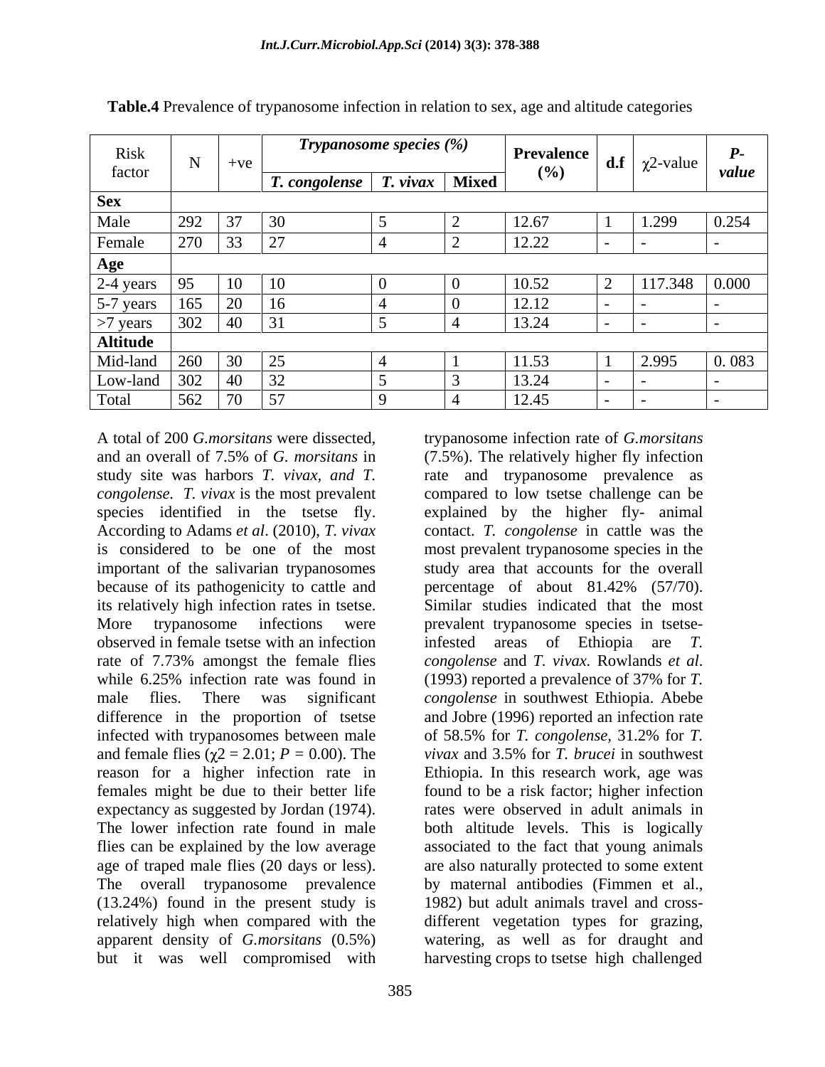**Table.4** Prevalence of trypanosome infection in relation to sex, age and altitude categories

| Risk factor | N | +ve | *Trypanosome species (%)* | | | Prevalence (%) | d.f | χ2-value | *P-value* |
|---|---|---|---|---|---|---|---|---|---|
| | | | *T. congolense* | *T. vivax* | Mixed | | | | |
| **Sex** | | | | | | | | | |
| Male | 292 | 37 | 30 | 5 | 2 | 12.67 | 1 | 1.299 | 0.254 |
| Female | 270 | 33 | 27 | 4 | 2 | 12.22 | - | - | - |
| **Age** | | | | | | | | | |
| 2-4 years | 95 | 10 | 10 | 0 | 0 | 10.52 | 2 | 117.348 | 0.000 |
| 5-7 years | 165 | 20 | 16 | 4 | 0 | 12.12 | - | - | - |
| >7 years | 302 | 40 | 31 | 5 | 4 | 13.24 | - | - | - |
| **Altitude** | | | | | | | | | |
| Mid-land | 260 | 30 | 25 | 4 | 1 | 11.53 | 1 | 2.995 | 0. 083 |
| Low-land | 302 | 40 | 32 | 5 | 3 | 13.24 | - | - | - |
| Total | 562 | 70 | 57 | 9 | 4 | 12.45 | - | - | - |

A total of 200 *G.morsitans* were dissected, and an overall of 7.5% of *G. morsitans* in study site was harbors *T. vivax, and T. congolense*. *T. vivax* is the most prevalent species identified in the tsetse fly. According to Adams *et al*. (2010), *T. vivax* is considered to be one of the most important of the salivarian trypanosomes because of its pathogenicity to cattle and its relatively high infection rates in tsetse. More trypanosome infections were observed in female tsetse with an infection rate of 7.73% amongst the female flies while 6.25% infection rate was found in male flies. There was significant difference in the proportion of tsetse infected with trypanosomes between male and female flies ($\chi2 = 2.01$; $P = 0.00$). The reason for a higher infection rate in females might be due to their better life expectancy as suggested by Jordan (1974). The lower infection rate found in male flies can be explained by the low average age of traped male flies (20 days or less). The overall trypanosome prevalence (13.24%) found in the present study is relatively high when compared with the apparent density of *G.morsitans* (0.5%) but it was well compromised with trypanosome infection rate of *G.morsitans* (7.5%). The relatively higher fly infection rate and trypanosome prevalence as compared to low tsetse challenge can be explained by the higher fly- animal contact. *T. congolense* in cattle was the most prevalent trypanosome species in the study area that accounts for the overall percentage of about 81.42% (57/70). Similar studies indicated that the most prevalent trypanosome species in tsetse-infested areas of Ethiopia are *T. congolense* and *T. vivax*. Rowlands *et al*. (1993) reported a prevalence of 37% for *T. congolense* in southwest Ethiopia. Abebe and Jobre (1996) reported an infection rate of 58.5% for *T. congolense*, 31.2% for *T. vivax* and 3.5% for *T. brucei* in southwest Ethiopia. In this research work, age was found to be a risk factor; higher infection rates were observed in adult animals in both altitude levels. This is logically associated to the fact that young animals are also naturally protected to some extent by maternal antibodies (Fimmen et al., 1982) but adult animals travel and cross-different vegetation types for grazing, watering, as well as for draught and harvesting crops to tsetse high challenged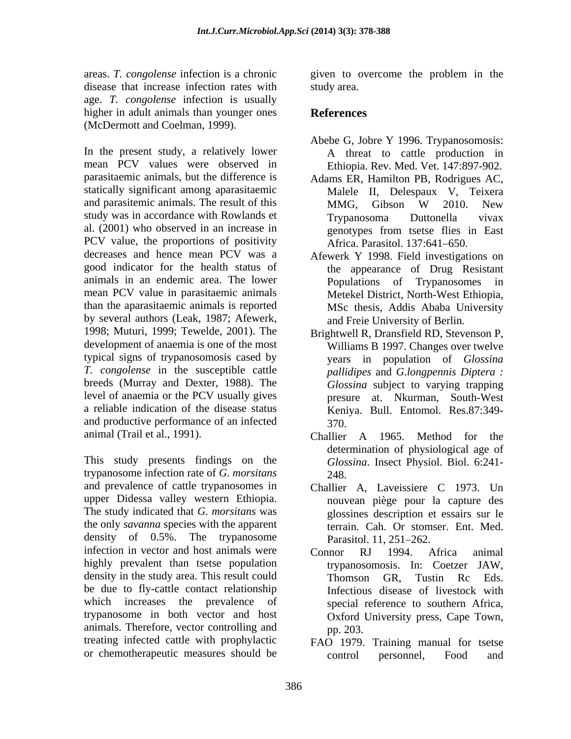areas. *T. congolense* infection is a chronic disease that increase infection rates with age. *T. congolense* infection is usually higher in adult animals than younger ones (McDermott and Coelman, 1999).

In the present study, a relatively lower mean PCV values were observed in parasitaemic animals, but the difference is statically significant among aparasitaemic and parasitemic animals. The result of this study was in accordance with Rowlands et al. (2001) who observed in an increase in PCV value, the proportions of positivity decreases and hence mean PCV was a good indicator for the health status of animals in an endemic area. The lower mean PCV value in parasitaemic animals than the aparasitaemic animals is reported by several authors (Leak, 1987; Afewerk, 1998; Muturi, 1999; Tewelde, 2001). The development of anaemia is one of the most typical signs of trypanosomosis cased by *T. congolense* in the susceptible cattle breeds (Murray and Dexter, 1988). The level of anaemia or the PCV usually gives a reliable indication of the disease status and productive performance of an infected animal (Trail et al., 1991).

This study presents findings on the trypanosome infection rate of *G. morsitans* and prevalence of cattle trypanosomes in upper Didessa valley western Ethiopia. The study indicated that *G. morsitans* was the only *savanna* species with the apparent density of 0.5%. The trypanosome infection in vector and host animals were highly prevalent than tsetse population density in the study area. This result could be due to fly-cattle contact relationship which increases the prevalence of trypanosome in both vector and host animals. Therefore, vector controlling and treating infected cattle with prophylactic or chemotherapeutic measures should be given to overcome the problem in the study area.

## References

Abebe G, Jobre Y 1996. Trypanosomosis: A threat to cattle production in Ethiopia. Rev. Med. Vet. 147:897-902.

Adams ER, Hamilton PB, Rodrigues AC, Malele II, Delespaux V, Teixera MMG, Gibson W 2010. New Trypanosoma Duttonella vivax genotypes from tsetse flies in East Africa. Parasitol. 137:641–650.

Afewerk Y 1998. Field investigations on the appearance of Drug Resistant Populations of Trypanosomes in Metekel District, North-West Ethiopia, MSc thesis, Addis Ababa University and Freie University of Berlin.

Brightwell R, Dransfield RD, Stevenson P, Williams B 1997. Changes over twelve years in population of *Glossina pallidipes* and *G.longpennis Diptera : Glossina* subject to varying trapping presure at. Nkurman, South-West Keniya. Bull. Entomol. Res.87:349-370.

Challier A 1965. Method for the determination of physiological age of *Glossina*. Insect Physiol. Biol. 6:241-248.

Challier A, Laveissiere C 1973. Un nouvean piège pour la capture des glossines description et essairs sur le terrain. Cah. Or stomser. Ent. Med. Parasitol. 11, 251–262.

Connor RJ 1994. Africa animal trypanosomosis. In: Coetzer JAW, Thomson GR, Tustin Rc Eds. Infectious disease of livestock with special reference to southern Africa, Oxford University press, Cape Town, pp. 203.

FAO 1979. Training manual for tsetse control personnel, Food and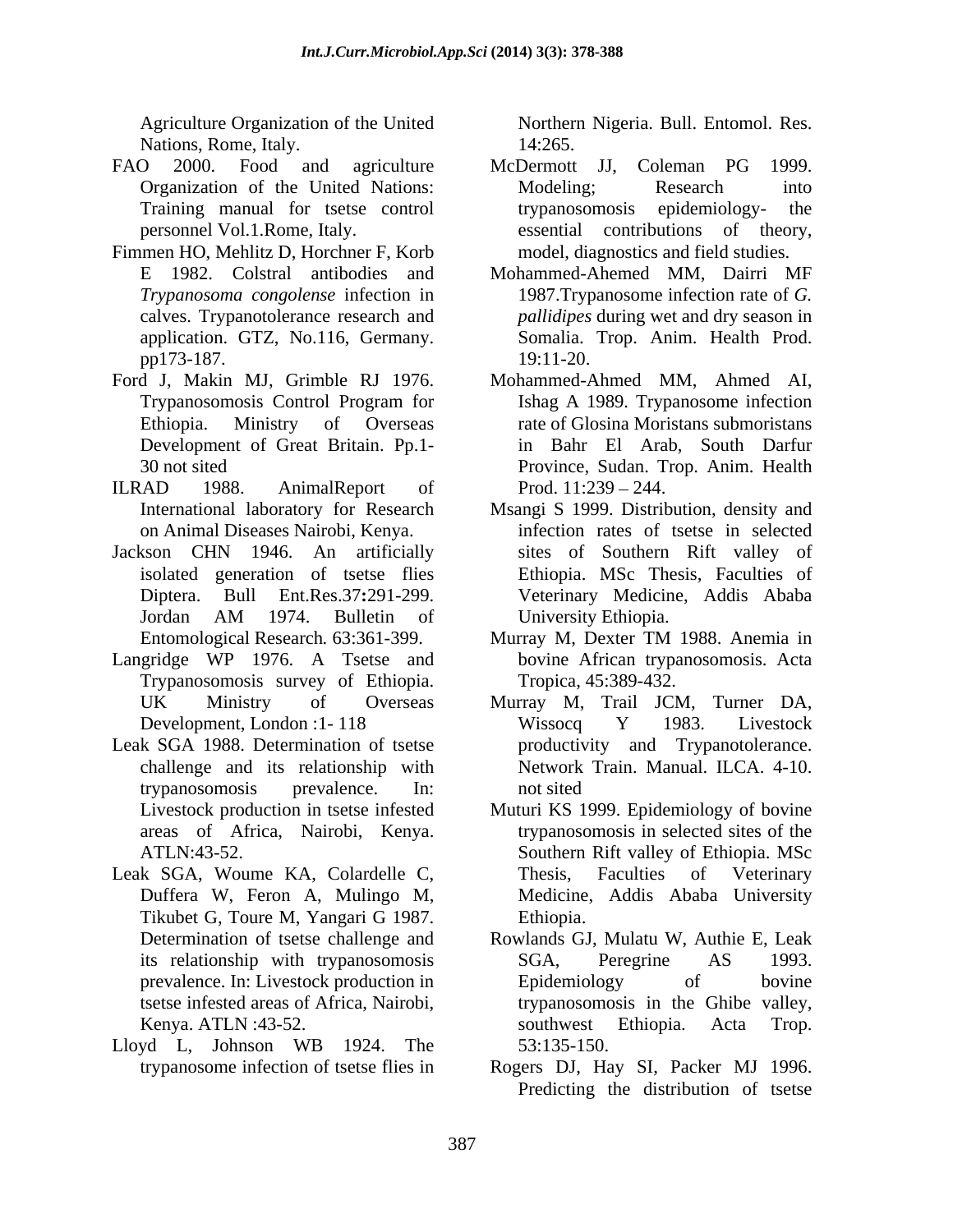Agriculture Organization of the United Nations, Rome, Italy.

FAO 2000. Food and agriculture Organization of the United Nations: Training manual for tsetse control personnel Vol.1.Rome, Italy.

Fimmen HO, Mehlitz D, Horchner F, Korb E 1982. Colstral antibodies and *Trypanosoma congolense* infection in calves. Trypanotolerance research and application. GTZ, No.116, Germany. pp173-187.

Ford J, Makin MJ, Grimble RJ 1976. Trypanosomosis Control Program for Ethiopia. Ministry of Overseas Development of Great Britain. Pp.1-30 not sited

ILRAD 1988. AnimalReport of International laboratory for Research on Animal Diseases Nairobi, Kenya.

Jackson CHN 1946. An artificially isolated generation of tsetse flies Diptera. Bull Ent.Res.37**:**291-299. Jordan AM 1974. Bulletin of Entomological Research*.* 63:361-399.

Langridge WP 1976. A Tsetse and Trypanosomosis survey of Ethiopia. UK Ministry of Overseas Development, London :1- 118

Leak SGA 1988. Determination of tsetse challenge and its relationship with trypanosomosis prevalence. In: Livestock production in tsetse infested areas of Africa, Nairobi, Kenya. ATLN:43-52.

Leak SGA, Woume KA, Colardelle C, Duffera W, Feron A, Mulingo M, Tikubet G, Toure M, Yangari G 1987. Determination of tsetse challenge and its relationship with trypanosomosis prevalence. In: Livestock production in tsetse infested areas of Africa, Nairobi, Kenya. ATLN :43-52.

Lloyd L, Johnson WB 1924. The trypanosome infection of tsetse flies in Northern Nigeria. Bull. Entomol. Res. 14:265.

McDermott JJ, Coleman PG 1999. Modeling; Research into trypanosomosis epidemiology- the essential contributions of theory, model, diagnostics and field studies.

Mohammed-Ahemed MM, Dairri MF 1987.Trypanosome infection rate of *G. pallidipes* during wet and dry season in Somalia. Trop. Anim. Health Prod. 19:11-20.

Mohammed-Ahmed MM, Ahmed AI, Ishag A 1989. Trypanosome infection rate of Glosina Moristans submoristans in Bahr El Arab, South Darfur Province, Sudan. Trop. Anim. Health Prod. 11:239 – 244.

Msangi S 1999. Distribution, density and infection rates of tsetse in selected sites of Southern Rift valley of Ethiopia. MSc Thesis, Faculties of Veterinary Medicine, Addis Ababa University Ethiopia.

Murray M, Dexter TM 1988. Anemia in bovine African trypanosomosis. Acta Tropica, 45:389-432.

Murray M, Trail JCM, Turner DA, Wissocq Y 1983. Livestock productivity and Trypanotolerance. Network Train. Manual. ILCA. 4-10. not sited

Muturi KS 1999. Epidemiology of bovine trypanosomosis in selected sites of the Southern Rift valley of Ethiopia. MSc Thesis, Faculties of Veterinary Medicine, Addis Ababa University Ethiopia.

Rowlands GJ, Mulatu W, Authie E, Leak SGA, Peregrine AS 1993. Epidemiology of bovine trypanosomosis in the Ghibe valley, southwest Ethiopia. Acta Trop. 53:135-150.

Rogers DJ, Hay SI, Packer MJ 1996. Predicting the distribution of tsetse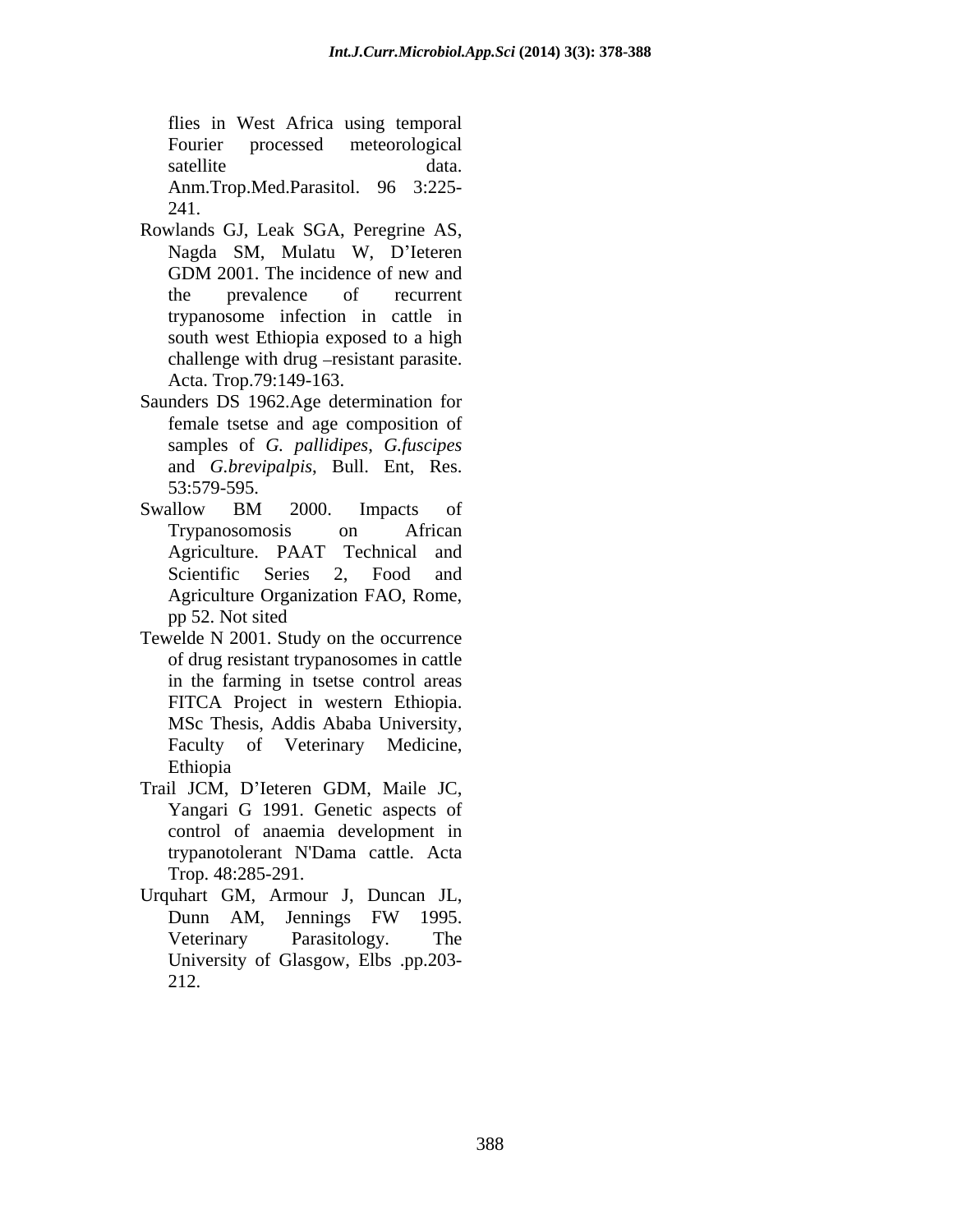flies in West Africa using temporal Fourier processed meteorological satellite data. Anm.Trop.Med.Parasitol. 96 3:225-241.

Rowlands GJ, Leak SGA, Peregrine AS, Nagda SM, Mulatu W, D'Ieteren GDM 2001. The incidence of new and the prevalence of recurrent trypanosome infection in cattle in south west Ethiopia exposed to a high challenge with drug –resistant parasite. Acta. Trop.79:149-163.

Saunders DS 1962.Age determination for female tsetse and age composition of samples of *G. pallidipes*, *G.fuscipes* and *G.brevipalpis*, Bull. Ent, Res. 53:579-595.

Swallow BM 2000. Impacts of Trypanosomosis on African Agriculture. PAAT Technical and Scientific Series 2, Food and Agriculture Organization FAO, Rome, pp 52. Not sited

Tewelde N 2001. Study on the occurrence of drug resistant trypanosomes in cattle in the farming in tsetse control areas FITCA Project in western Ethiopia. MSc Thesis, Addis Ababa University, Faculty of Veterinary Medicine, Ethiopia

Trail JCM, D'Ieteren GDM, Maile JC, Yangari G 1991. Genetic aspects of control of anaemia development in trypanotolerant N'Dama cattle. Acta Trop. 48:285-291.

Urquhart GM, Armour J, Duncan JL, Dunn AM, Jennings FW 1995. Veterinary Parasitology. The University of Glasgow, Elbs .pp.203-212.